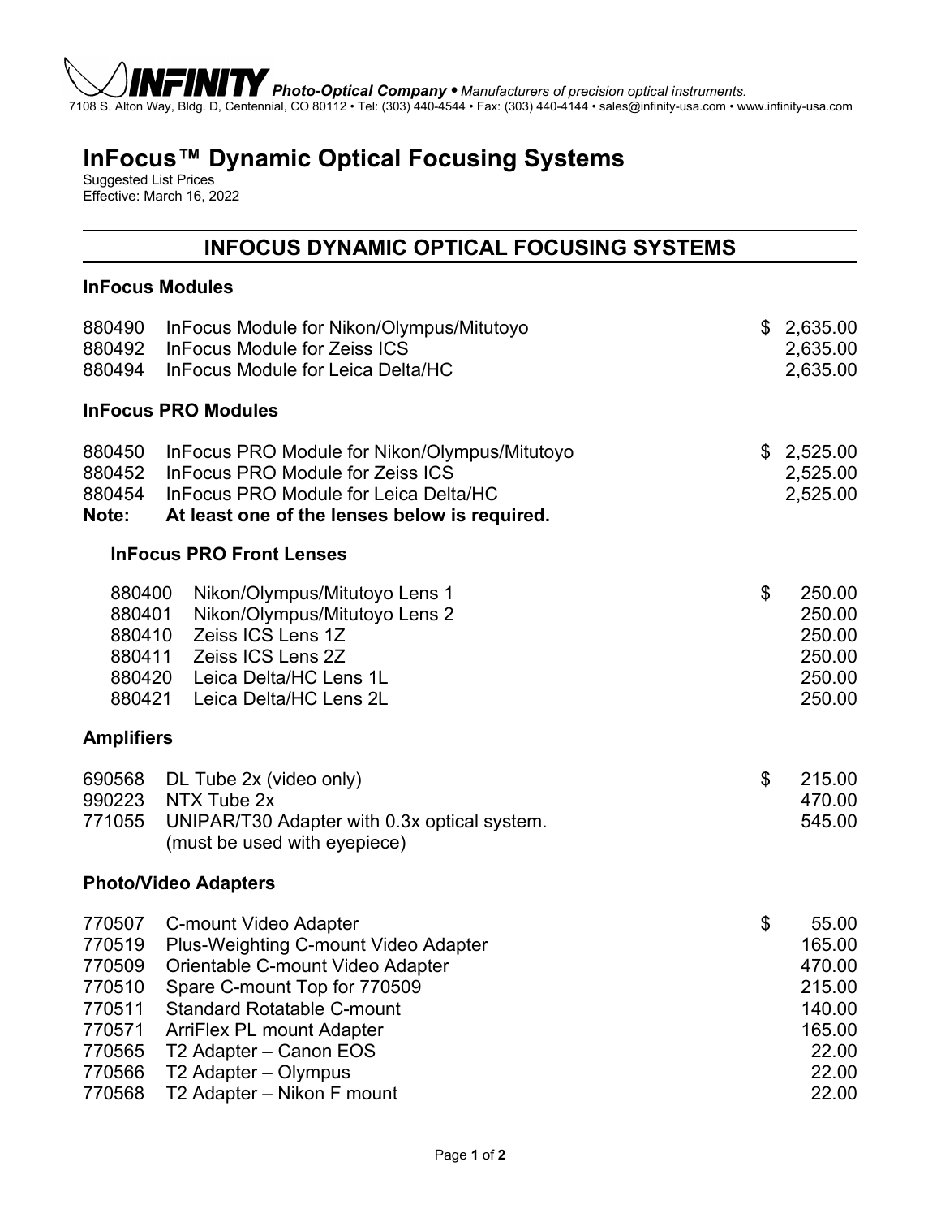**INFINITY** *Photo-Optical Company • Manufacturers of precision optical instruments.*
7108 S. Alton Way, Bldg. D, Centennial, CO 80112 • Tel: (303) 440-4544 • Fax: (303) 440-4144 • sales@infinity-usa.com • www.infinity-usa.com

# InFocus™ Dynamic Optical Focusing Systems

Suggested List Prices
Effective: March 16, 2022

## INFOCUS DYNAMIC OPTICAL FOCUSING SYSTEMS

### InFocus Modules

| | | |
|---|---|---|
| 880490 | InFocus Module for Nikon/Olympus/Mitutoyo | $ 2,635.00 |
| 880492 | InFocus Module for Zeiss ICS | 2,635.00 |
| 880494 | InFocus Module for Leica Delta/HC | 2,635.00 |

### InFocus PRO Modules

| | | |
|---|---|---|
| 880450 | InFocus PRO Module for Nikon/Olympus/Mitutoyo | $ 2,525.00 |
| 880452 | InFocus PRO Module for Zeiss ICS | 2,525.00 |
| 880454 | InFocus PRO Module for Leica Delta/HC | 2,525.00 |
| **Note:** | **At least one of the lenses below is required.** | |

#### InFocus PRO Front Lenses

| | | |
|---|---|---|
| 880400 | Nikon/Olympus/Mitutoyo Lens 1 | $ 250.00 |
| 880401 | Nikon/Olympus/Mitutoyo Lens 2 | 250.00 |
| 880410 | Zeiss ICS Lens 1Z | 250.00 |
| 880411 | Zeiss ICS Lens 2Z | 250.00 |
| 880420 | Leica Delta/HC Lens 1L | 250.00 |
| 880421 | Leica Delta/HC Lens 2L | 250.00 |

### Amplifiers

| | | |
|---|---|---|
| 690568 | DL Tube 2x (video only) | $ 215.00 |
| 990223 | NTX Tube 2x | 470.00 |
| 771055 | UNIPAR/T30 Adapter with 0.3x optical system. (must be used with eyepiece) | 545.00 |

### Photo/Video Adapters

| | | |
|---|---|---|
| 770507 | C-mount Video Adapter | $ 55.00 |
| 770519 | Plus-Weighting C-mount Video Adapter | 165.00 |
| 770509 | Orientable C-mount Video Adapter | 470.00 |
| 770510 | Spare C-mount Top for 770509 | 215.00 |
| 770511 | Standard Rotatable C-mount | 140.00 |
| 770571 | ArriFlex PL mount Adapter | 165.00 |
| 770565 | T2 Adapter – Canon EOS | 22.00 |
| 770566 | T2 Adapter – Olympus | 22.00 |
| 770568 | T2 Adapter – Nikon F mount | 22.00 |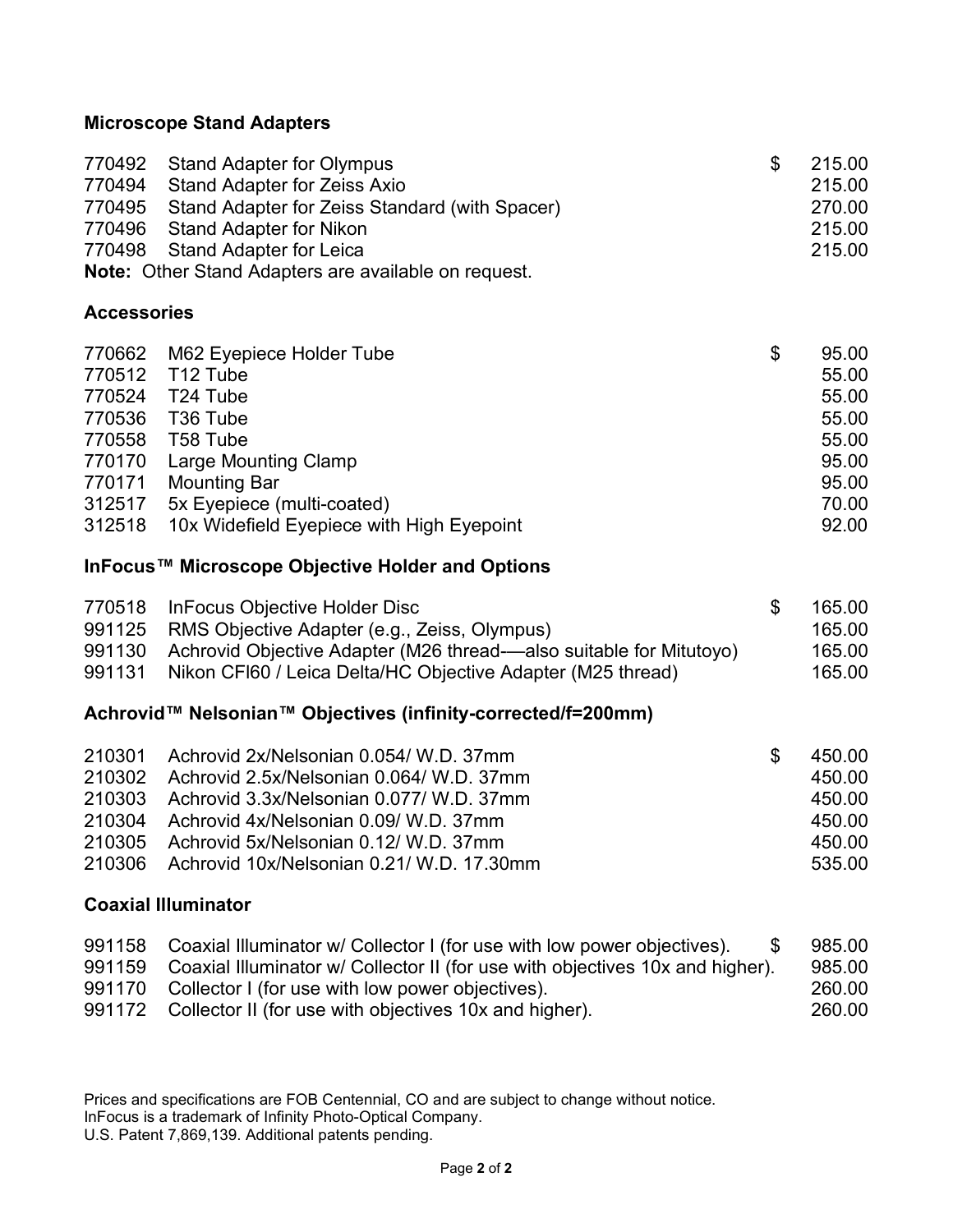## Microscope Stand Adapters

| | | | |
|---|---|---|---|
| 770492 | Stand Adapter for Olympus | $ | 215.00 |
| 770494 | Stand Adapter for Zeiss Axio | | 215.00 |
| 770495 | Stand Adapter for Zeiss Standard (with Spacer) | | 270.00 |
| 770496 | Stand Adapter for Nikon | | 215.00 |
| 770498 | Stand Adapter for Leica | | 215.00 |

**Note:** Other Stand Adapters are available on request.

## Accessories

| | | | |
|---|---|---|---|
| 770662 | M62 Eyepiece Holder Tube | $ | 95.00 |
| 770512 | T12 Tube | | 55.00 |
| 770524 | T24 Tube | | 55.00 |
| 770536 | T36 Tube | | 55.00 |
| 770558 | T58 Tube | | 55.00 |
| 770170 | Large Mounting Clamp | | 95.00 |
| 770171 | Mounting Bar | | 95.00 |
| 312517 | 5x Eyepiece (multi-coated) | | 70.00 |
| 312518 | 10x Widefield Eyepiece with High Eyepoint | | 92.00 |

## InFocus™ Microscope Objective Holder and Options

| | | | |
|---|---|---|---|
| 770518 | InFocus Objective Holder Disc | $ | 165.00 |
| 991125 | RMS Objective Adapter (e.g., Zeiss, Olympus) | | 165.00 |
| 991130 | Achrovid Objective Adapter (M26 thread—also suitable for Mitutoyo) | | 165.00 |
| 991131 | Nikon CFI60 / Leica Delta/HC Objective Adapter (M25 thread) | | 165.00 |

## Achrovid™ Nelsonian™ Objectives (infinity-corrected/f=200mm)

| | | | |
|---|---|---|---|
| 210301 | Achrovid 2x/Nelsonian 0.054/ W.D. 37mm | $ | 450.00 |
| 210302 | Achrovid 2.5x/Nelsonian 0.064/ W.D. 37mm | | 450.00 |
| 210303 | Achrovid 3.3x/Nelsonian 0.077/ W.D. 37mm | | 450.00 |
| 210304 | Achrovid 4x/Nelsonian 0.09/ W.D. 37mm | | 450.00 |
| 210305 | Achrovid 5x/Nelsonian 0.12/ W.D. 37mm | | 450.00 |
| 210306 | Achrovid 10x/Nelsonian 0.21/ W.D. 17.30mm | | 535.00 |

## Coaxial Illuminator

| | | | |
|---|---|---|---|
| 991158 | Coaxial Illuminator w/ Collector I (for use with low power objectives). | $ | 985.00 |
| 991159 | Coaxial Illuminator w/ Collector II (for use with objectives 10x and higher). | | 985.00 |
| 991170 | Collector I (for use with low power objectives). | | 260.00 |
| 991172 | Collector II (for use with objectives 10x and higher). | | 260.00 |

Prices and specifications are FOB Centennial, CO and are subject to change without notice.
InFocus is a trademark of Infinity Photo-Optical Company.
U.S. Patent 7,869,139. Additional patents pending.